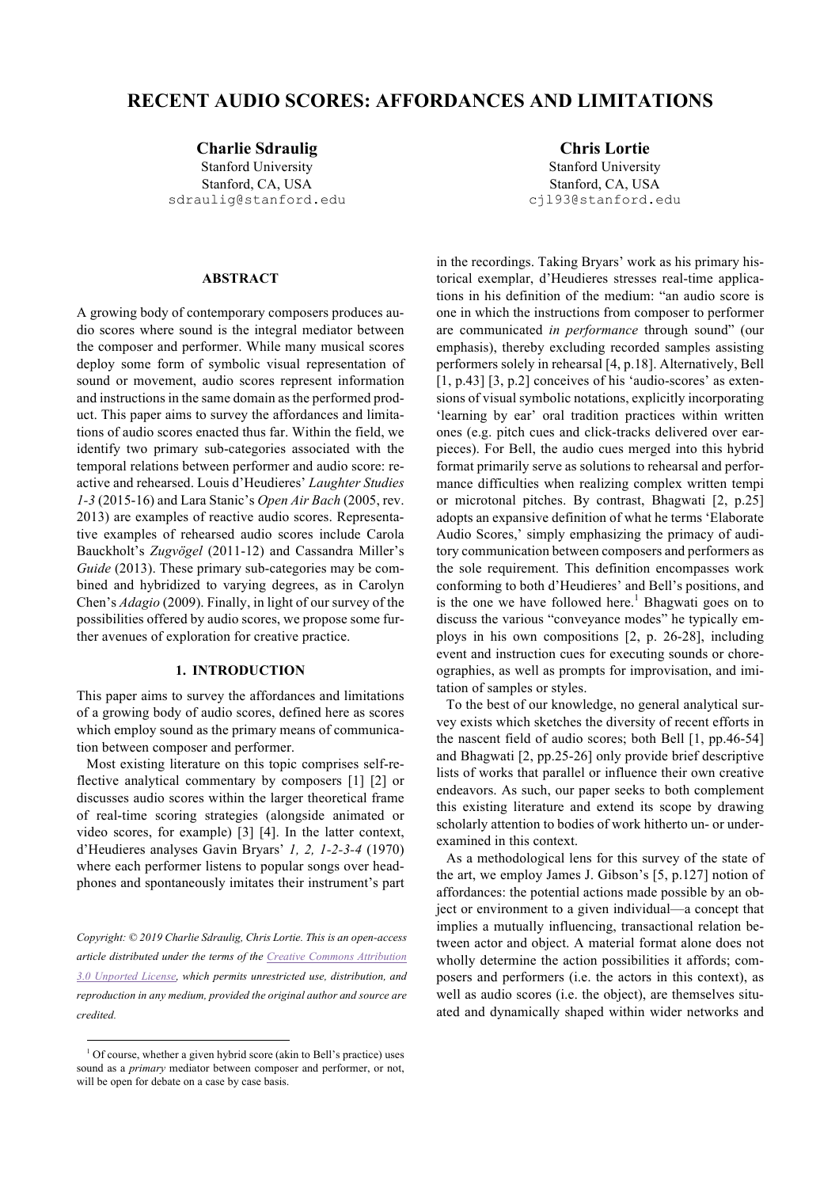# RECENT AUDIO SCORES: AFFORDANCES AND LIMITATIONS

**Charlie Sdraulig**
Stanford University
Stanford, CA, USA
sdraulig@stanford.edu

**Chris Lortie**
Stanford University
Stanford, CA, USA
cjl93@stanford.edu

## ABSTRACT

A growing body of contemporary composers produces audio scores where sound is the integral mediator between the composer and performer. While many musical scores deploy some form of symbolic visual representation of sound or movement, audio scores represent information and instructions in the same domain as the performed product. This paper aims to survey the affordances and limitations of audio scores enacted thus far. Within the field, we identify two primary sub-categories associated with the temporal relations between performer and audio score: reactive and rehearsed. Louis d'Heudieres' *Laughter Studies 1-3* (2015-16) and Lara Stanic's *Open Air Bach* (2005, rev. 2013) are examples of reactive audio scores. Representative examples of rehearsed audio scores include Carola Bauckholt's *Zugvögel* (2011-12) and Cassandra Miller's *Guide* (2013). These primary sub-categories may be combined and hybridized to varying degrees, as in Carolyn Chen's *Adagio* (2009). Finally, in light of our survey of the possibilities offered by audio scores, we propose some further avenues of exploration for creative practice.

## 1. INTRODUCTION

This paper aims to survey the affordances and limitations of a growing body of audio scores, defined here as scores which employ sound as the primary means of communication between composer and performer.

Most existing literature on this topic comprises self-reflective analytical commentary by composers [1] [2] or discusses audio scores within the larger theoretical frame of real-time scoring strategies (alongside animated or video scores, for example) [3] [4]. In the latter context, d'Heudieres analyses Gavin Bryars' *1, 2, 1-2-3-4* (1970) where each performer listens to popular songs over headphones and spontaneously imitates their instrument's part in the recordings. Taking Bryars' work as his primary historical exemplar, d'Heudieres stresses real-time applications in his definition of the medium: "an audio score is one in which the instructions from composer to performer are communicated *in performance* through sound" (our emphasis), thereby excluding recorded samples assisting performers solely in rehearsal [4, p.18]. Alternatively, Bell [1, p.43] [3, p.2] conceives of his 'audio-scores' as extensions of visual symbolic notations, explicitly incorporating 'learning by ear' oral tradition practices within written ones (e.g. pitch cues and click-tracks delivered over earpieces). For Bell, the audio cues merged into this hybrid format primarily serve as solutions to rehearsal and performance difficulties when realizing complex written tempi or microtonal pitches. By contrast, Bhagwati [2, p.25] adopts an expansive definition of what he terms 'Elaborate Audio Scores,' simply emphasizing the primacy of auditory communication between composers and performers as the sole requirement. This definition encompasses work conforming to both d'Heudieres' and Bell's positions, and is the one we have followed here.[1] Bhagwati goes on to discuss the various "conveyance modes" he typically employs in his own compositions [2, p. 26-28], including event and instruction cues for executing sounds or choreographies, as well as prompts for improvisation, and imitation of samples or styles.

To the best of our knowledge, no general analytical survey exists which sketches the diversity of recent efforts in the nascent field of audio scores; both Bell [1, pp.46-54] and Bhagwati [2, pp.25-26] only provide brief descriptive lists of works that parallel or influence their own creative endeavors. As such, our paper seeks to both complement this existing literature and extend its scope by drawing scholarly attention to bodies of work hitherto un- or under-examined in this context.

As a methodological lens for this survey of the state of the art, we employ James J. Gibson's [5, p.127] notion of affordances: the potential actions made possible by an object or environment to a given individual—a concept that implies a mutually influencing, transactional relation between actor and object. A material format alone does not wholly determine the action possibilities it affords; composers and performers (i.e. the actors in this context), as well as audio scores (i.e. the object), are themselves situated and dynamically shaped within wider networks and

*Copyright: © 2019 Charlie Sdraulig, Chris Lortie. This is an open-access article distributed under the terms of the Creative Commons Attribution 3.0 Unported License, which permits unrestricted use, distribution, and reproduction in any medium, provided the original author and source are credited.*

[1] Of course, whether a given hybrid score (akin to Bell's practice) uses sound as a *primary* mediator between composer and performer, or not, will be open for debate on a case by case basis.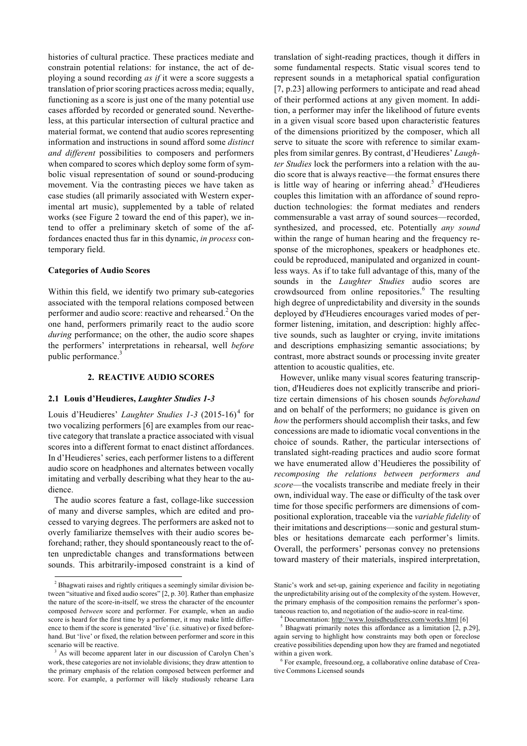histories of cultural practice. These practices mediate and constrain potential relations: for instance, the act of deploying a sound recording *as if* it were a score suggests a translation of prior scoring practices across media; equally, functioning as a score is just one of the many potential use cases afforded by recorded or generated sound. Nevertheless, at this particular intersection of cultural practice and material format, we contend that audio scores representing information and instructions in sound afford some *distinct and different* possibilities to composers and performers when compared to scores which deploy some form of symbolic visual representation of sound or sound-producing movement. Via the contrasting pieces we have taken as case studies (all primarily associated with Western experimental art music), supplemented by a table of related works (see Figure 2 toward the end of this paper), we intend to offer a preliminary sketch of some of the affordances enacted thus far in this dynamic, *in process* contemporary field.

**Categories of Audio Scores**

Within this field, we identify two primary sub-categories associated with the temporal relations composed between performer and audio score: reactive and rehearsed.[2] On the one hand, performers primarily react to the audio score *during* performance; on the other, the audio score shapes the performers' interpretations in rehearsal, well *before* public performance.[3]

## 2. REACTIVE AUDIO SCORES

### 2.1 Louis d'Heudieres, *Laughter Studies 1-3*

Louis d'Heudieres' *Laughter Studies 1-3* (2015-16)[4] for two vocalizing performers [6] are examples from our reactive category that translate a practice associated with visual scores into a different format to enact distinct affordances. In d'Heudieres' series, each performer listens to a different audio score on headphones and alternates between vocally imitating and verbally describing what they hear to the audience.

The audio scores feature a fast, collage-like succession of many and diverse samples, which are edited and processed to varying degrees. The performers are asked not to overly familiarize themselves with their audio scores beforehand; rather, they should spontaneously react to the often unpredictable changes and transformations between sounds. This arbitrarily-imposed constraint is a kind of translation of sight-reading practices, though it differs in some fundamental respects. Static visual scores tend to represent sounds in a metaphorical spatial configuration [7, p.23] allowing performers to anticipate and read ahead of their performed actions at any given moment. In addition, a performer may infer the likelihood of future events in a given visual score based upon characteristic features of the dimensions prioritized by the composer, which all serve to situate the score with reference to similar examples from similar genres. By contrast, d'Heudieres' *Laughter Studies* lock the performers into a relation with the audio score that is always reactive—the format ensures there is little way of hearing or inferring ahead.[5] d'Heudieres couples this limitation with an affordance of sound reproduction technologies: the format mediates and renders commensurable a vast array of sound sources—recorded, synthesized, and processed, etc. Potentially *any sound* within the range of human hearing and the frequency response of the microphones, speakers or headphones etc. could be reproduced, manipulated and organized in countless ways. As if to take full advantage of this, many of the sounds in the *Laughter Studies* audio scores are crowdsourced from online repositories.[6] The resulting high degree of unpredictability and diversity in the sounds deployed by d'Heudieres encourages varied modes of performer listening, imitation, and description: highly affective sounds, such as laughter or crying, invite imitations and descriptions emphasizing semantic associations; by contrast, more abstract sounds or processing invite greater attention to acoustic qualities, etc.

However, unlike many visual scores featuring transcription, d'Heudieres does not explicitly transcribe and prioritize certain dimensions of his chosen sounds *beforehand* and on behalf of the performers; no guidance is given on *how* the performers should accomplish their tasks, and few concessions are made to idiomatic vocal conventions in the choice of sounds. Rather, the particular intersections of translated sight-reading practices and audio score format we have enumerated allow d'Heudieres the possibility of *recomposing the relations between performers and score*—the vocalists transcribe and mediate freely in their own, individual way. The ease or difficulty of the task over time for those specific performers are dimensions of compositional exploration, traceable via the *variable fidelity* of their imitations and descriptions—sonic and gestural stumbles or hesitations demarcate each performer's limits. Overall, the performers' personas convey no pretensions toward mastery of their materials, inspired interpretation,

---

[2] Bhagwati raises and rightly critiques a seemingly similar division between "situative and fixed audio scores" [2, p. 30]. Rather than emphasize the nature of the score-in-itself, we stress the character of the encounter composed *between* score and performer. For example, when an audio score is heard for the first time by a performer, it may make little difference to them if the score is generated 'live' (i.e. situative) or fixed beforehand. But 'live' or fixed, the relation between performer and score in this scenario will be reactive.

[3] As will become apparent later in our discussion of Carolyn Chen's work, these categories are not inviolable divisions; they draw attention to the primary emphasis of the relation composed between performer and score. For example, a performer will likely studiously rehearse Lara Stanic's work and set-up, gaining experience and facility in negotiating the unpredictability arising out of the complexity of the system. However, the primary emphasis of the composition remains the performer's spontaneous reaction to, and negotiation of the audio-score in real-time.

[4] Documentation: http://www.louisdheudieres.com/works.html [6]

[5] Bhagwati primarily notes this affordance as a limitation [2, p.29], again serving to highlight how constraints may both open or foreclose creative possibilities depending upon how they are framed and negotiated within a given work.

[6] For example, freesound.org, a collaborative online database of Creative Commons Licensed sounds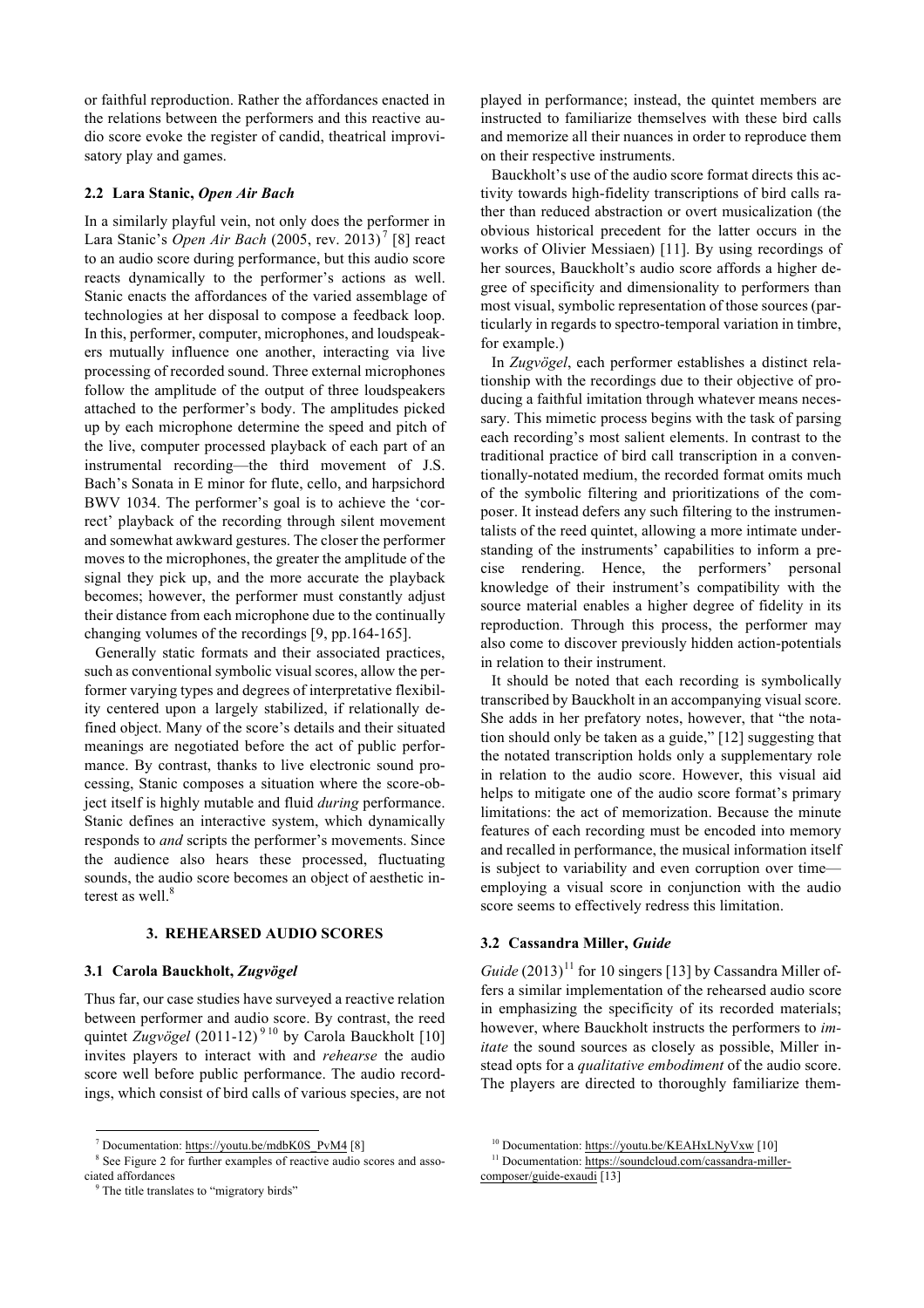or faithful reproduction. Rather the affordances enacted in the relations between the performers and this reactive audio score evoke the register of candid, theatrical improvisatory play and games.

### 2.2 Lara Stanic, *Open Air Bach*

In a similarly playful vein, not only does the performer in Lara Stanic's *Open Air Bach* (2005, rev. 2013)[7] [8] react to an audio score during performance, but this audio score reacts dynamically to the performer's actions as well. Stanic enacts the affordances of the varied assemblage of technologies at her disposal to compose a feedback loop. In this, performer, computer, microphones, and loudspeakers mutually influence one another, interacting via live processing of recorded sound. Three external microphones follow the amplitude of the output of three loudspeakers attached to the performer's body. The amplitudes picked up by each microphone determine the speed and pitch of the live, computer processed playback of each part of an instrumental recording—the third movement of J.S. Bach's Sonata in E minor for flute, cello, and harpsichord BWV 1034. The performer's goal is to achieve the 'correct' playback of the recording through silent movement and somewhat awkward gestures. The closer the performer moves to the microphones, the greater the amplitude of the signal they pick up, and the more accurate the playback becomes; however, the performer must constantly adjust their distance from each microphone due to the continually changing volumes of the recordings [9, pp.164-165].

Generally static formats and their associated practices, such as conventional symbolic visual scores, allow the performer varying types and degrees of interpretative flexibility centered upon a largely stabilized, if relationally defined object. Many of the score's details and their situated meanings are negotiated before the act of public performance. By contrast, thanks to live electronic sound processing, Stanic composes a situation where the score-object itself is highly mutable and fluid *during* performance. Stanic defines an interactive system, which dynamically responds to *and* scripts the performer's movements. Since the audience also hears these processed, fluctuating sounds, the audio score becomes an object of aesthetic interest as well.[8]

## 3. REHEARSED AUDIO SCORES

### 3.1 Carola Bauckholt, *Zugvögel*

Thus far, our case studies have surveyed a reactive relation between performer and audio score. By contrast, the reed quintet *Zugvögel* (2011-12)[9] [10] by Carola Bauckholt [10] invites players to interact with and *rehearse* the audio score well before public performance. The audio recordings, which consist of bird calls of various species, are not played in performance; instead, the quintet members are instructed to familiarize themselves with these bird calls and memorize all their nuances in order to reproduce them on their respective instruments.

Bauckholt's use of the audio score format directs this activity towards high-fidelity transcriptions of bird calls rather than reduced abstraction or overt musicalization (the obvious historical precedent for the latter occurs in the works of Olivier Messiaen) [11]. By using recordings of her sources, Bauckholt's audio score affords a higher degree of specificity and dimensionality to performers than most visual, symbolic representation of those sources (particularly in regards to spectro-temporal variation in timbre, for example.)

In *Zugvögel*, each performer establishes a distinct relationship with the recordings due to their objective of producing a faithful imitation through whatever means necessary. This mimetic process begins with the task of parsing each recording's most salient elements. In contrast to the traditional practice of bird call transcription in a conventionally-notated medium, the recorded format omits much of the symbolic filtering and prioritizations of the composer. It instead defers any such filtering to the instrumentalists of the reed quintet, allowing a more intimate understanding of the instruments' capabilities to inform a precise rendering. Hence, the performers' personal knowledge of their instrument's compatibility with the source material enables a higher degree of fidelity in its reproduction. Through this process, the performer may also come to discover previously hidden action-potentials in relation to their instrument.

It should be noted that each recording is symbolically transcribed by Bauckholt in an accompanying visual score. She adds in her prefatory notes, however, that "the notation should only be taken as a guide," [12] suggesting that the notated transcription holds only a supplementary role in relation to the audio score. However, this visual aid helps to mitigate one of the audio score format's primary limitations: the act of memorization. Because the minute features of each recording must be encoded into memory and recalled in performance, the musical information itself is subject to variability and even corruption over time—employing a visual score in conjunction with the audio score seems to effectively redress this limitation.

### 3.2 Cassandra Miller, *Guide*

*Guide* (2013)[11] for 10 singers [13] by Cassandra Miller offers a similar implementation of the rehearsed audio score in emphasizing the specificity of its recorded materials; however, where Bauckholt instructs the performers to *imitate* the sound sources as closely as possible, Miller instead opts for a *qualitative embodiment* of the audio score. The players are directed to thoroughly familiarize them-

---

[7] Documentation: https://youtu.be/mdbK0S_PvM4 [8]

[8] See Figure 2 for further examples of reactive audio scores and associated affordances

[9] The title translates to "migratory birds"

[10] Documentation: https://youtu.be/KEAHxLNyVxw [10]

[11] Documentation: https://soundcloud.com/cassandra-miller-composer/guide-exaudi [13]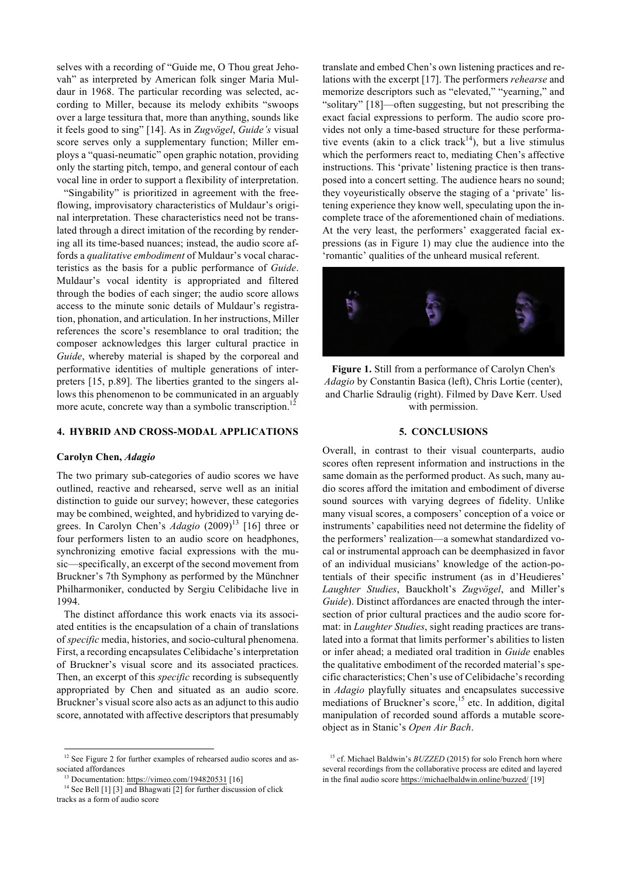selves with a recording of "Guide me, O Thou great Jehovah" as interpreted by American folk singer Maria Muldaur in 1968. The particular recording was selected, according to Miller, because its melody exhibits "swoops over a large tessitura that, more than anything, sounds like it feels good to sing" [14]. As in *Zugvögel*, *Guide's* visual score serves only a supplementary function; Miller employs a "quasi-neumatic" open graphic notation, providing only the starting pitch, tempo, and general contour of each vocal line in order to support a flexibility of interpretation.

"Singability" is prioritized in agreement with the free-flowing, improvisatory characteristics of Muldaur's original interpretation. These characteristics need not be translated through a direct imitation of the recording by rendering all its time-based nuances; instead, the audio score affords a *qualitative embodiment* of Muldaur's vocal characteristics as the basis for a public performance of *Guide*. Muldaur's vocal identity is appropriated and filtered through the bodies of each singer; the audio score allows access to the minute sonic details of Muldaur's registration, phonation, and articulation. In her instructions, Miller references the score's resemblance to oral tradition; the composer acknowledges this larger cultural practice in *Guide*, whereby material is shaped by the corporeal and performative identities of multiple generations of interpreters [15, p.89]. The liberties granted to the singers allows this phenomenon to be communicated in an arguably more acute, concrete way than a symbolic transcription.[12]

## 4. HYBRID AND CROSS-MODAL APPLICATIONS

### Carolyn Chen, *Adagio*

The two primary sub-categories of audio scores we have outlined, reactive and rehearsed, serve well as an initial distinction to guide our survey; however, these categories may be combined, weighted, and hybridized to varying degrees. In Carolyn Chen's *Adagio* (2009)[13] [16] three or four performers listen to an audio score on headphones, synchronizing emotive facial expressions with the music—specifically, an excerpt of the second movement from Bruckner's 7th Symphony as performed by the Münchner Philharmoniker, conducted by Sergiu Celibidache live in 1994.

The distinct affordance this work enacts via its associated entities is the encapsulation of a chain of translations of *specific* media, histories, and socio-cultural phenomena. First, a recording encapsulates Celibidache's interpretation of Bruckner's visual score and its associated practices. Then, an excerpt of this *specific* recording is subsequently appropriated by Chen and situated as an audio score. Bruckner's visual score also acts as an adjunct to this audio score, annotated with affective descriptors that presumably translate and embed Chen's own listening practices and relations with the excerpt [17]. The performers *rehearse* and memorize descriptors such as "elevated," "yearning," and "solitary" [18]—often suggesting, but not prescribing the exact facial expressions to perform. The audio score provides not only a time-based structure for these performative events (akin to a click track[14]), but a live stimulus which the performers react to, mediating Chen's affective instructions. This 'private' listening practice is then transposed into a concert setting. The audience hears no sound; they voyeuristically observe the staging of a 'private' listening experience they know well, speculating upon the incomplete trace of the aforementioned chain of mediations. At the very least, the performers' exaggerated facial expressions (as in Figure 1) may clue the audience into the 'romantic' qualities of the unheard musical referent.

**Figure 1.** Still from a performance of Carolyn Chen's *Adagio* by Constantin Basica (left), Chris Lortie (center), and Charlie Sdraulig (right). Filmed by Dave Kerr. Used with permission.

## 5. CONCLUSIONS

Overall, in contrast to their visual counterparts, audio scores often represent information and instructions in the same domain as the performed product. As such, many audio scores afford the imitation and embodiment of diverse sound sources with varying degrees of fidelity. Unlike many visual scores, a composers' conception of a voice or instruments' capabilities need not determine the fidelity of the performers' realization—a somewhat standardized vocal or instrumental approach can be deemphasized in favor of an individual musicians' knowledge of the action-potentials of their specific instrument (as in d'Heudieres' *Laughter Studies*, Bauckholt's *Zugvögel*, and Miller's *Guide*). Distinct affordances are enacted through the intersection of prior cultural practices and the audio score format: in *Laughter Studies*, sight reading practices are translated into a format that limits performer's abilities to listen or infer ahead; a mediated oral tradition in *Guide* enables the qualitative embodiment of the recorded material's specific characteristics; Chen's use of Celibidache's recording in *Adagio* playfully situates and encapsulates successive mediations of Bruckner's score,[15] etc. In addition, digital manipulation of recorded sound affords a mutable score-object as in Stanic's *Open Air Bach*.

---

[12] See Figure 2 for further examples of rehearsed audio scores and associated affordances

[13] Documentation: https://vimeo.com/194820531 [16]

[14] See Bell [1] [3] and Bhagwati [2] for further discussion of click tracks as a form of audio score

[15] cf. Michael Baldwin's *BUZZED* (2015) for solo French horn where several recordings from the collaborative process are edited and layered in the final audio score https://michaelbaldwin.online/buzzed/ [19]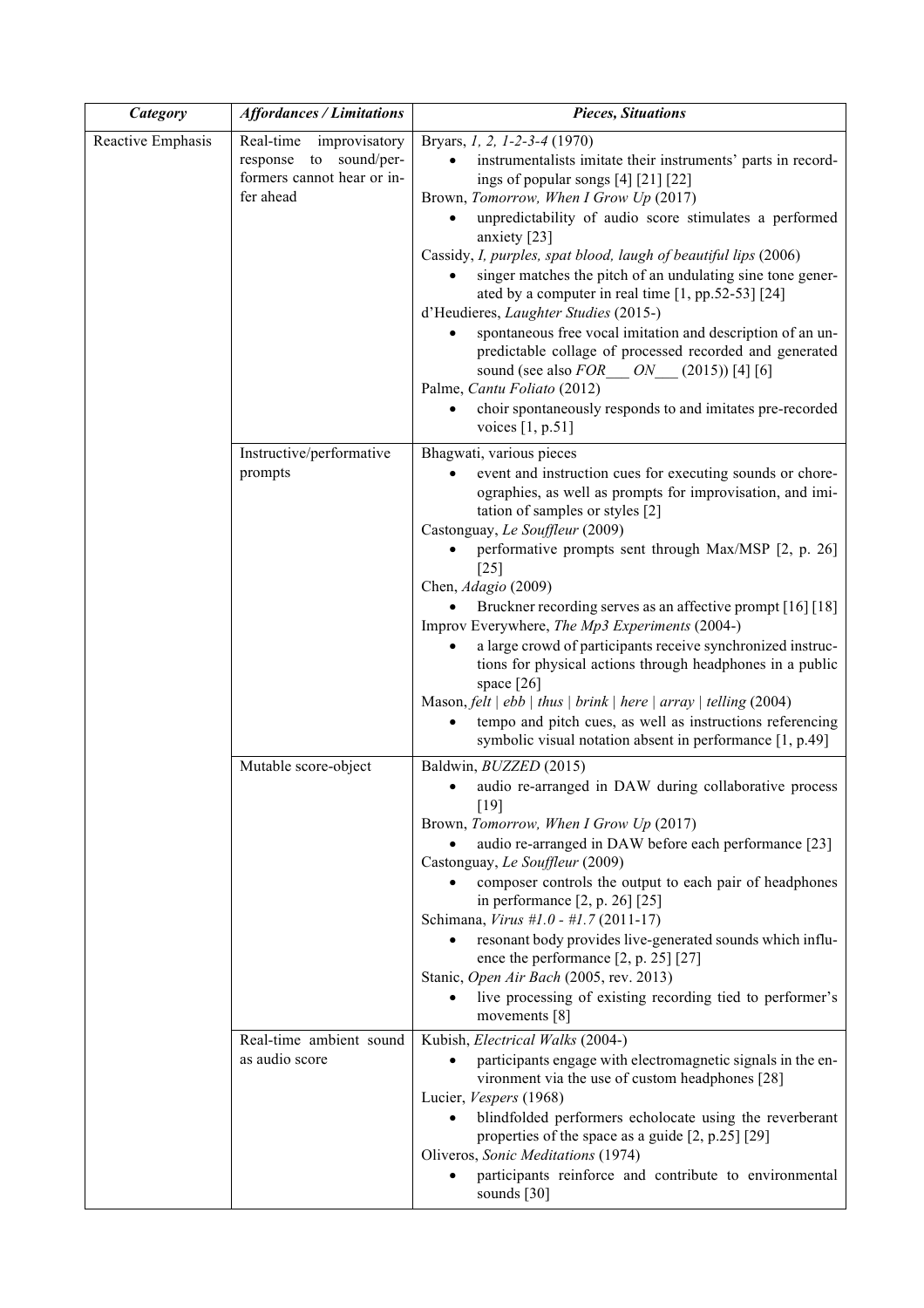| *Category* | *Affordances / Limitations* | *Pieces, Situations* |
|---|---|---|
| Reactive Emphasis | Real-time improvisatory response to sound/performers cannot hear or infer ahead | Bryars, *1, 2, 1-2-3-4* (1970)<br>• instrumentalists imitate their instruments' parts in recordings of popular songs [4] [21] [22]<br>Brown, *Tomorrow, When I Grow Up* (2017)<br>• unpredictability of audio score stimulates a performed anxiety [23]<br>Cassidy, *I, purples, spat blood, laugh of beautiful lips* (2006)<br>• singer matches the pitch of an undulating sine tone generated by a computer in real time [1, pp.52-53] [24]<br>d'Heudieres, *Laughter Studies* (2015-)<br>• spontaneous free vocal imitation and description of an unpredictable collage of processed recorded and generated sound (see also *FOR___ ON___* (2015)) [4] [6]<br>Palme, *Cantu Foliato* (2012)<br>• choir spontaneously responds to and imitates pre-recorded voices [1, p.51] |
| | Instructive/performative prompts | Bhagwati, various pieces<br>• event and instruction cues for executing sounds or choreographies, as well as prompts for improvisation, and imitation of samples or styles [2]<br>Castonguay, *Le Souffleur* (2009)<br>• performative prompts sent through Max/MSP [2, p. 26] [25]<br>Chen, *Adagio* (2009)<br>• Bruckner recording serves as an affective prompt [16] [18]<br>Improv Everywhere, *The Mp3 Experiments* (2004-)<br>• a large crowd of participants receive synchronized instructions for physical actions through headphones in a public space [26]<br>Mason, *felt \| ebb \| thus \| brink \| here \| array \| telling* (2004)<br>• tempo and pitch cues, as well as instructions referencing symbolic visual notation absent in performance [1, p.49] |
| | Mutable score-object | Baldwin, *BUZZED* (2015)<br>• audio re-arranged in DAW during collaborative process [19]<br>Brown, *Tomorrow, When I Grow Up* (2017)<br>• audio re-arranged in DAW before each performance [23]<br>Castonguay, *Le Souffleur* (2009)<br>• composer controls the output to each pair of headphones in performance [2, p. 26] [25]<br>Schimana, *Virus #1.0 - #1.7* (2011-17)<br>• resonant body provides live-generated sounds which influence the performance [2, p. 25] [27]<br>Stanic, *Open Air Bach* (2005, rev. 2013)<br>• live processing of existing recording tied to performer's movements [8] |
| | Real-time ambient sound as audio score | Kubish, *Electrical Walks* (2004-)<br>• participants engage with electromagnetic signals in the environment via the use of custom headphones [28]<br>Lucier, *Vespers* (1968)<br>• blindfolded performers echolocate using the reverberant properties of the space as a guide [2, p.25] [29]<br>Oliveros, *Sonic Meditations* (1974)<br>• participants reinforce and contribute to environmental sounds [30] |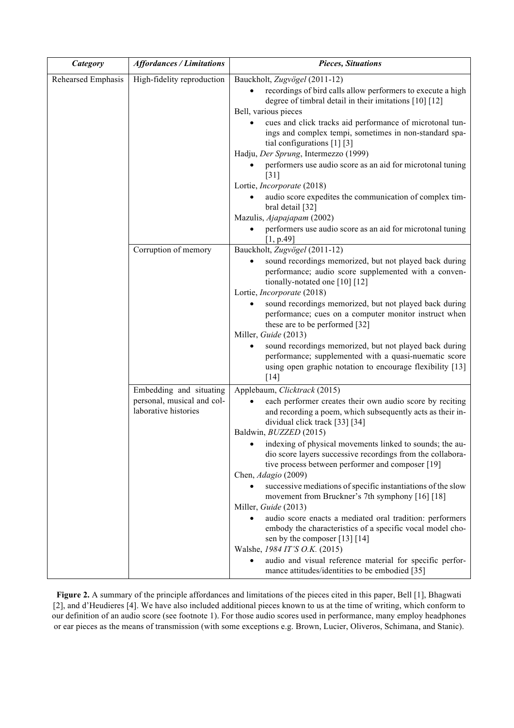| *Category* | *Affordances / Limitations* | *Pieces, Situations* |
|---|---|---|
| Rehearsed Emphasis | High-fidelity reproduction | Bauckholt, *Zugvögel* (2011-12)<br>• recordings of bird calls allow performers to execute a high degree of timbral detail in their imitations [10] [12]<br>Bell, various pieces<br>• cues and click tracks aid performance of microtonal tunings and complex tempi, sometimes in non-standard spatial configurations [1] [3]<br>Hadju, *Der Sprung*, Intermezzo (1999)<br>• performers use audio score as an aid for microtonal tuning [31]<br>Lortie, *Incorporate* (2018)<br>• audio score expedites the communication of complex timbral detail [32]<br>Mazulis, *Ajapajapam* (2002)<br>• performers use audio score as an aid for microtonal tuning [1, p.49] |
| | Corruption of memory | Bauckholt, *Zugvögel* (2011-12)<br>• sound recordings memorized, but not played back during performance; audio score supplemented with a conventionally-notated one [10] [12]<br>Lortie, *Incorporate* (2018)<br>• sound recordings memorized, but not played back during performance; cues on a computer monitor instruct when these are to be performed [32]<br>Miller, *Guide* (2013)<br>• sound recordings memorized, but not played back during performance; supplemented with a quasi-nuematic score using open graphic notation to encourage flexibility [13] [14] |
| | Embedding and situating personal, musical and collaborative histories | Applebaum, *Clicktrack* (2015)<br>• each performer creates their own audio score by reciting and recording a poem, which subsequently acts as their individual click track [33] [34]<br>Baldwin, *BUZZED* (2015)<br>• indexing of physical movements linked to sounds; the audio score layers successive recordings from the collaborative process between performer and composer [19]<br>Chen, *Adagio* (2009)<br>• successive mediations of specific instantiations of the slow movement from Bruckner's 7th symphony [16] [18]<br>Miller, *Guide* (2013)<br>• audio score enacts a mediated oral tradition: performers embody the characteristics of a specific vocal model chosen by the composer [13] [14]<br>Walshe, *1984 IT'S O.K.* (2015)<br>• audio and visual reference material for specific performance attitudes/identities to be embodied [35] |

**Figure 2.** A summary of the principle affordances and limitations of the pieces cited in this paper, Bell [1], Bhagwati [2], and d'Heudieres [4]. We have also included additional pieces known to us at the time of writing, which conform to our definition of an audio score (see footnote 1). For those audio scores used in performance, many employ headphones or ear pieces as the means of transmission (with some exceptions e.g. Brown, Lucier, Oliveros, Schimana, and Stanic).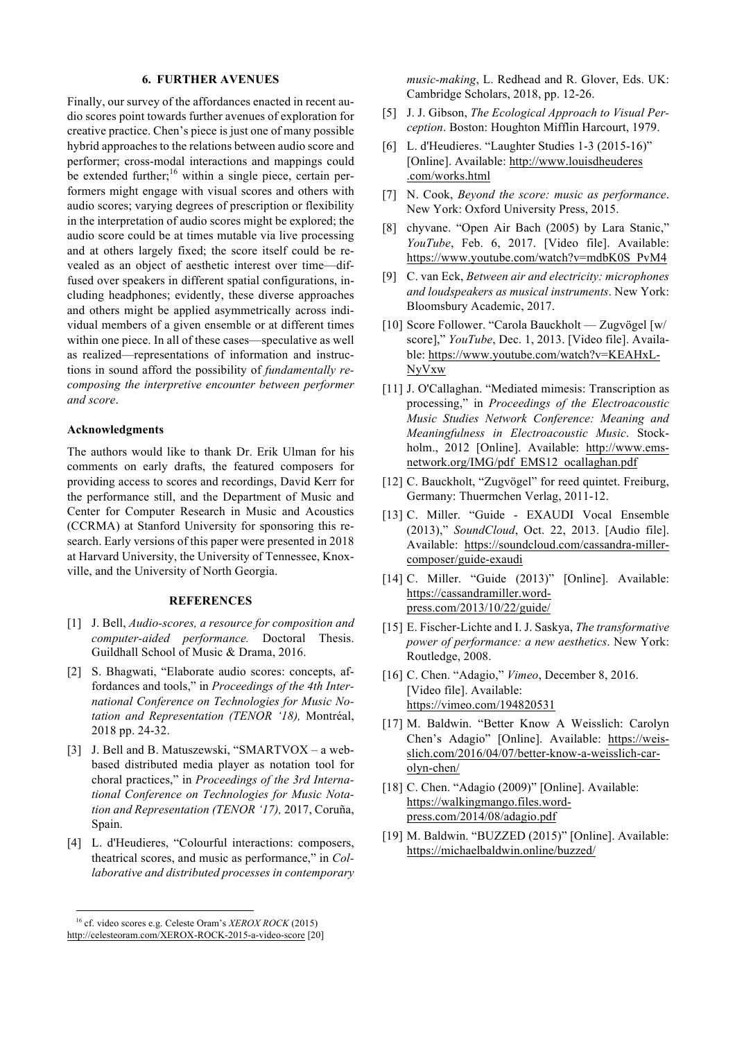## 6. FURTHER AVENUES

Finally, our survey of the affordances enacted in recent audio scores point towards further avenues of exploration for creative practice. Chen's piece is just one of many possible hybrid approaches to the relations between audio score and performer; cross-modal interactions and mappings could be extended further;[16] within a single piece, certain performers might engage with visual scores and others with audio scores; varying degrees of prescription or flexibility in the interpretation of audio scores might be explored; the audio score could be at times mutable via live processing and at others largely fixed; the score itself could be revealed as an object of aesthetic interest over time—diffused over speakers in different spatial configurations, including headphones; evidently, these diverse approaches and others might be applied asymmetrically across individual members of a given ensemble or at different times within one piece. In all of these cases—speculative as well as realized—representations of information and instructions in sound afford the possibility of *fundamentally recomposing the interpretive encounter between performer and score*.

### Acknowledgments

The authors would like to thank Dr. Erik Ulman for his comments on early drafts, the featured composers for providing access to scores and recordings, David Kerr for the performance still, and the Department of Music and Center for Computer Research in Music and Acoustics (CCRMA) at Stanford University for sponsoring this research. Early versions of this paper were presented in 2018 at Harvard University, the University of Tennessee, Knoxville, and the University of North Georgia.

## REFERENCES

[1] J. Bell, *Audio-scores, a resource for composition and computer-aided performance.* Doctoral Thesis. Guildhall School of Music & Drama, 2016.

[2] S. Bhagwati, "Elaborate audio scores: concepts, affordances and tools," in *Proceedings of the 4th International Conference on Technologies for Music Notation and Representation (TENOR '18),* Montréal, 2018 pp. 24-32.

[3] J. Bell and B. Matuszewski, "SMARTVOX – a web-based distributed media player as notation tool for choral practices," in *Proceedings of the 3rd International Conference on Technologies for Music Notation and Representation (TENOR '17),* 2017, Coruña, Spain.

[4] L. d'Heudieres, "Colourful interactions: composers, theatrical scores, and music as performance," in *Collaborative and distributed processes in contemporary music-making*, L. Redhead and R. Glover, Eds. UK: Cambridge Scholars, 2018, pp. 12-26.

[5] J. J. Gibson, *The Ecological Approach to Visual Perception*. Boston: Houghton Mifflin Harcourt, 1979.

[6] L. d'Heudieres. "Laughter Studies 1-3 (2015-16)" [Online]. Available: http://www.louisdheuderes.com/works.html

[7] N. Cook, *Beyond the score: music as performance*. New York: Oxford University Press, 2015.

[8] chyvane. "Open Air Bach (2005) by Lara Stanic," *YouTube*, Feb. 6, 2017. [Video file]. Available: https://www.youtube.com/watch?v=mdbK0S_PvM4

[9] C. van Eck, *Between air and electricity: microphones and loudspeakers as musical instruments*. New York: Bloomsbury Academic, 2017.

[10] Score Follower. "Carola Bauckholt — Zugvögel [w/ score]," *YouTube*, Dec. 1, 2013. [Video file]. Available: https://www.youtube.com/watch?v=KEAHxL-NyVxw

[11] J. O'Callaghan. "Mediated mimesis: Transcription as processing," in *Proceedings of the Electroacoustic Music Studies Network Conference: Meaning and Meaningfulness in Electroacoustic Music*. Stockholm., 2012 [Online]. Available: http://www.ems-network.org/IMG/pdf_EMS12_ocallaghan.pdf

[12] C. Bauckholt, "Zugvögel" for reed quintet. Freiburg, Germany: Thuermchen Verlag, 2011-12.

[13] C. Miller. "Guide - EXAUDI Vocal Ensemble (2013)," *SoundCloud*, Oct. 22, 2013. [Audio file]. Available: https://soundcloud.com/cassandra-miller-composer/guide-exaudi

[14] C. Miller. "Guide (2013)" [Online]. Available: https://cassandramiller.wordpress.com/2013/10/22/guide/

[15] E. Fischer-Lichte and I. J. Saskya, *The transformative power of performance: a new aesthetics*. New York: Routledge, 2008.

[16] C. Chen. "Adagio," *Vimeo*, December 8, 2016. [Video file]. Available: https://vimeo.com/194820531

[17] M. Baldwin. "Better Know A Weisslich: Carolyn Chen's Adagio" [Online]. Available: https://weisslich.com/2016/04/07/better-know-a-weisslich-carolyn-chen/

[18] C. Chen. "Adagio (2009)" [Online]. Available: https://walkingmango.files.wordpress.com/2014/08/adagio.pdf

[19] M. Baldwin. "BUZZED (2015)" [Online]. Available: https://michaelbaldwin.online/buzzed/

---

[16] cf. video scores e.g. Celeste Oram's *XEROX ROCK* (2015) http://celesteoram.com/XEROX-ROCK-2015-a-video-score [20]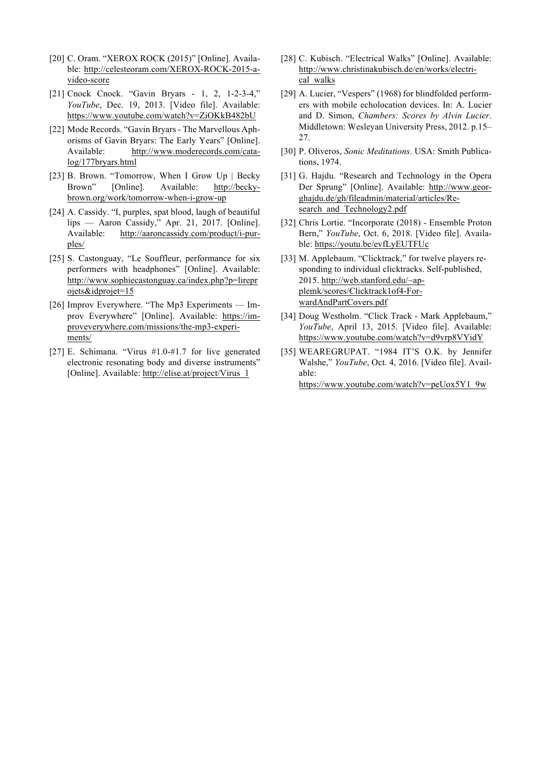[20] C. Oram. "XEROX ROCK (2015)" [Online]. Available: http://celesteoram.com/XEROX-ROCK-2015-a-video-score

[21] Cnock Cnock. "Gavin Bryars - 1, 2, 1-2-3-4," *YouTube*, Dec. 19, 2013. [Video file]. Available: https://www.youtube.com/watch?v=ZiOKkB482bU

[22] Mode Records. "Gavin Bryars - The Marvellous Aphorisms of Gavin Bryars: The Early Years" [Online]. Available: http://www.moderecords.com/catalog/177bryars.html

[23] B. Brown. "Tomorrow, When I Grow Up | Becky Brown" [Online]. Available: http://becky-brown.org/work/tomorrow-when-i-grow-up

[24] A. Cassidy. "I, purples, spat blood, laugh of beautiful lips — Aaron Cassidy," Apr. 21, 2017. [Online]. Available: http://aaroncassidy.com/product/i-purples/

[25] S. Castonguay, "Le Souffleur, performance for six performers with headphones" [Online]. Available: http://www.sophiecastonguay.ca/index.php?p=lireprojets&idprojet=15

[26] Improv Everywhere. "The Mp3 Experiments — Improv Everywhere" [Online]. Available: https://improveverywhere.com/missions/the-mp3-experiments/

[27] E. Schimana. "Virus #1.0-#1.7 for live generated electronic resonating body and diverse instruments" [Online]. Available: http://elise.at/project/Virus_1

[28] C. Kubisch. "Electrical Walks" [Online]. Available: http://www.christinakubisch.de/en/works/electrical_walks

[29] A. Lucier, "Vespers" (1968) for blindfolded performers with mobile echolocation devices. In: A. Lucier and D. Simon, *Chambers: Scores by Alvin Lucier*. Middletown: Wesleyan University Press, 2012. p.15–27.

[30] P. Oliveros, *Sonic Meditations*. USA: Smith Publications, 1974.

[31] G. Hajdu. "Research and Technology in the Opera Der Sprung" [Online]. Available: http://www.georghajdu.de/gh/fileadmin/material/articles/Research_and_Technology2.pdf

[32] Chris Lortie. "Incorporate (2018) - Ensemble Proton Bern," *YouTube*, Oct. 6, 2018. [Video file]. Available: https://youtu.be/evfLyEUTFUc

[33] M. Applebaum. "Clicktrack," for twelve players responding to individual clicktracks. Self-published, 2015. http://web.stanford.edu/~aplemk/scores/Clicktrack1of4-ForwardAndPartCovers.pdf

[34] Doug Westholm. "Click Track - Mark Applebaum," *YouTube*, April 13, 2015. [Video file]. Available: https://www.youtube.com/watch?v=d9vrp8VYidY

[35] WEAREGRUPAT. "1984 IT'S O.K. by Jennifer Walshe," *YouTube*, Oct. 4, 2016. [Video file]. Available: https://www.youtube.com/watch?v=peUox5Y1_9w